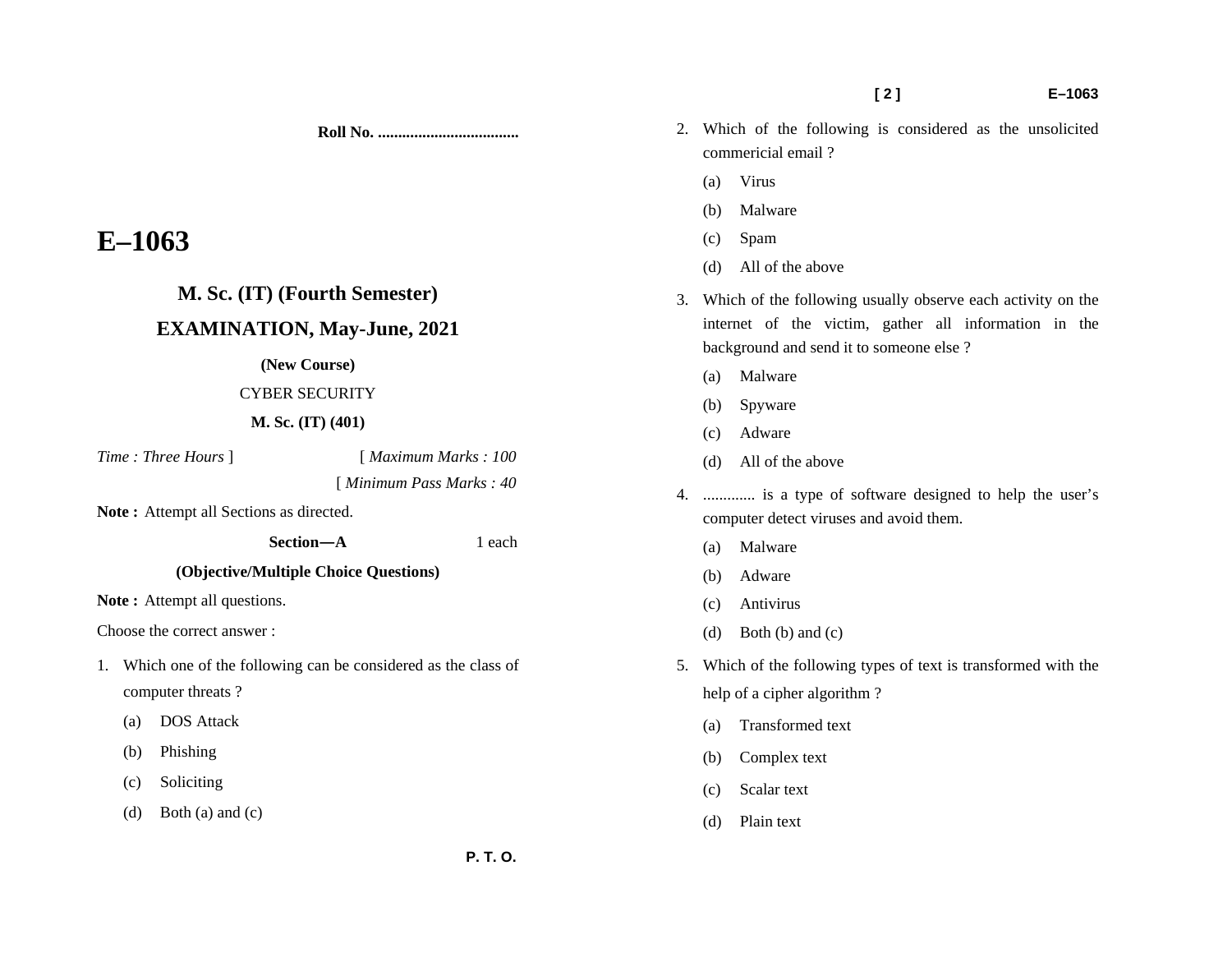**Roll No. ...................................**

# E–1063

## M. Sc. (IT) (Fourth Semester)

## EXAMINATION, May-June, 2021

**(New Course)**

CYBER SECURITY

**M. Sc. (IT) (401)**

*Time : Three Hours* ] [ *Maximum Marks : 100*

[ *Minimum Pass Marks : 40*

**Note :** Attempt all Sections as directed.

**Section—A** 1 each

**(Objective/Multiple Choice Questions)**

**Note :** Attempt all questions.

Choose the correct answer :

1. Which one of the following can be considered as the class of computer threats ?
   - (a) DOS Attack
   - (b) Phishing
   - (c) Soliciting
   - (d) Both (a) and (c)

2. Which of the following is considered as the unsolicited commericial email ?
   - (a) Virus
   - (b) Malware
   - (c) Spam
   - (d) All of the above

3. Which of the following usually observe each activity on the internet of the victim, gather all information in the background and send it to someone else ?
   - (a) Malware
   - (b) Spyware
   - (c) Adware
   - (d) All of the above

4. ............. is a type of software designed to help the user's computer detect viruses and avoid them.
   - (a) Malware
   - (b) Adware
   - (c) Antivirus
   - (d) Both (b) and (c)

5. Which of the following types of text is transformed with the help of a cipher algorithm ?
   - (a) Transformed text
   - (b) Complex text
   - (c) Scalar text
   - (d) Plain text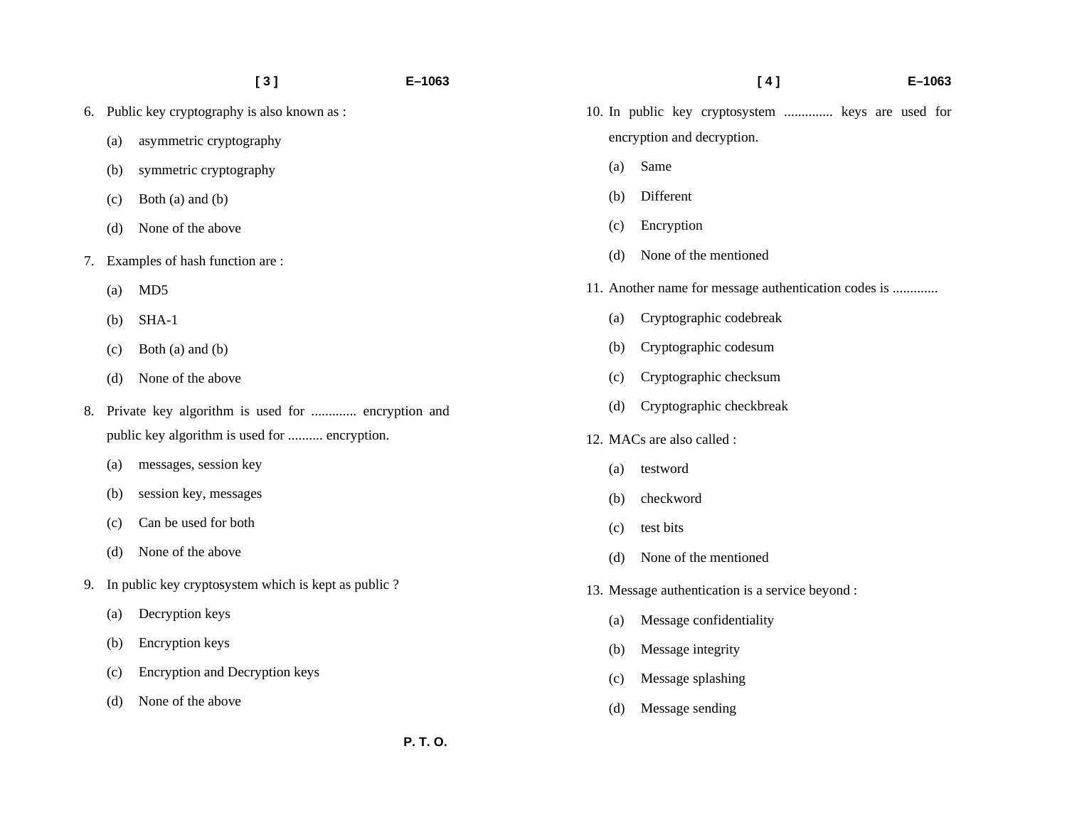6. Public key cryptography is also known as :
   (a) asymmetric cryptography
   (b) symmetric cryptography
   (c) Both (a) and (b)
   (d) None of the above

7. Examples of hash function are :
   (a) MD5
   (b) SHA-1
   (c) Both (a) and (b)
   (d) None of the above

8. Private key algorithm is used for ............. encryption and public key algorithm is used for .......... encryption.
   (a) messages, session key
   (b) session key, messages
   (c) Can be used for both
   (d) None of the above

9. In public key cryptosystem which is kept as public ?
   (a) Decryption keys
   (b) Encryption keys
   (c) Encryption and Decryption keys
   (d) None of the above

10. In public key cryptosystem .............. keys are used for encryption and decryption.
    (a) Same
    (b) Different
    (c) Encryption
    (d) None of the mentioned

11. Another name for message authentication codes is .............
    (a) Cryptographic codebreak
    (b) Cryptographic codesum
    (c) Cryptographic checksum
    (d) Cryptographic checkbreak

12. MACs are also called :
    (a) testword
    (b) checkword
    (c) test bits
    (d) None of the mentioned

13. Message authentication is a service beyond :
    (a) Message confidentiality
    (b) Message integrity
    (c) Message splashing
    (d) Message sending

P. T. O.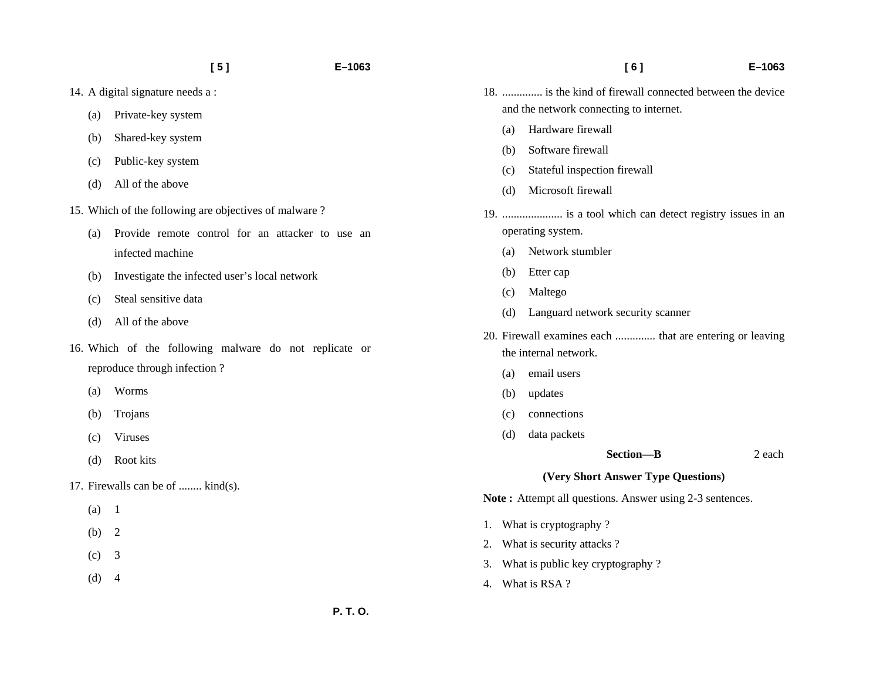14. A digital signature needs a :

    (a) Private-key system

    (b) Shared-key system

    (c) Public-key system

    (d) All of the above

15. Which of the following are objectives of malware ?

    (a) Provide remote control for an attacker to use an infected machine

    (b) Investigate the infected user's local network

    (c) Steal sensitive data

    (d) All of the above

16. Which of the following malware do not replicate or reproduce through infection ?

    (a) Worms

    (b) Trojans

    (c) Viruses

    (d) Root kits

17. Firewalls can be of ........ kind(s).

    (a) 1

    (b) 2

    (c) 3

    (d) 4

18. .............. is the kind of firewall connected between the device and the network connecting to internet.

    (a) Hardware firewall

    (b) Software firewall

    (c) Stateful inspection firewall

    (d) Microsoft firewall

19. ..................... is a tool which can detect registry issues in an operating system.

    (a) Network stumbler

    (b) Etter cap

    (c) Maltego

    (d) Languard network security scanner

20. Firewall examines each .............. that are entering or leaving the internal network.

    (a) email users

    (b) updates

    (c) connections

    (d) data packets

## Section—B  2 each

### (Very Short Answer Type Questions)

**Note :** Attempt all questions. Answer using 2-3 sentences.

1. What is cryptography ?
2. What is security attacks ?
3. What is public key cryptography ?
4. What is RSA ?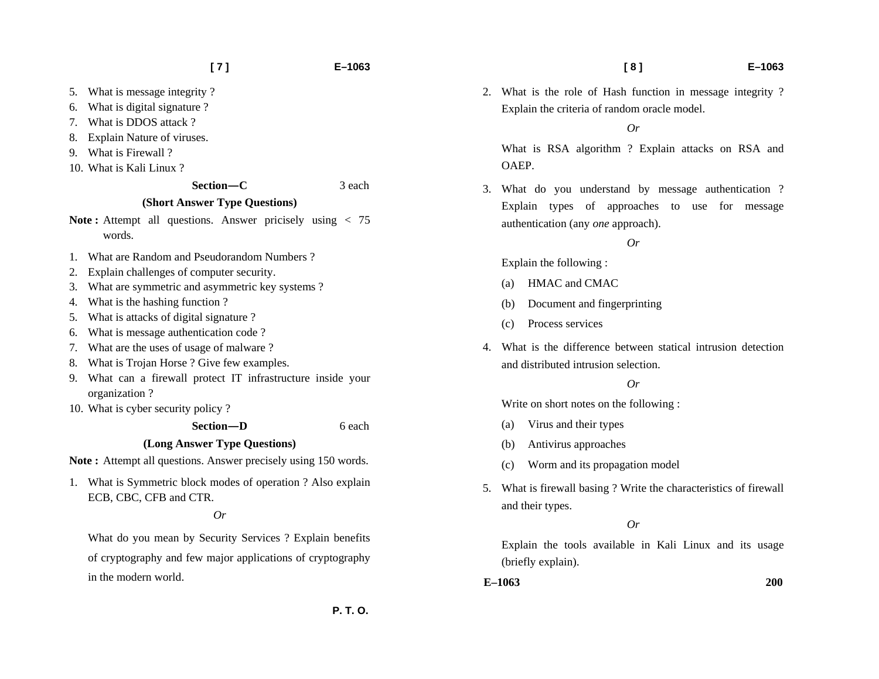5. What is message integrity ?
6. What is digital signature ?
7. What is DDOS attack ?
8. Explain Nature of viruses.
9. What is Firewall ?
10. What is Kali Linux ?

## Section—C (3 each)

### (Short Answer Type Questions)

**Note :** Attempt all questions. Answer pricisely using < 75 words.

1. What are Random and Pseudorandom Numbers ?
2. Explain challenges of computer security.
3. What are symmetric and asymmetric key systems ?
4. What is the hashing function ?
5. What is attacks of digital signature ?
6. What is message authentication code ?
7. What are the uses of usage of malware ?
8. What is Trojan Horse ? Give few examples.
9. What can a firewall protect IT infrastructure inside your organization ?
10. What is cyber security policy ?

## Section—D (6 each)

### (Long Answer Type Questions)

**Note :** Attempt all questions. Answer precisely using 150 words.

1. What is Symmetric block modes of operation ? Also explain ECB, CBC, CFB and CTR.

   *Or*

   What do you mean by Security Services ? Explain benefits of cryptography and few major applications of cryptography in the modern world.

2. What is the role of Hash function in message integrity ? Explain the criteria of random oracle model.

   *Or*

   What is RSA algorithm ? Explain attacks on RSA and OAEP.

3. What do you understand by message authentication ? Explain types of approaches to use for message authentication (any *one* approach).

   *Or*

   Explain the following :

   (a) HMAC and CMAC

   (b) Document and fingerprinting

   (c) Process services

4. What is the difference between statical intrusion detection and distributed intrusion selection.

   *Or*

   Write on short notes on the following :

   (a) Virus and their types

   (b) Antivirus approaches

   (c) Worm and its propagation model

5. What is firewall basing ? Write the characteristics of firewall and their types.

   *Or*

   Explain the tools available in Kali Linux and its usage (briefly explain).